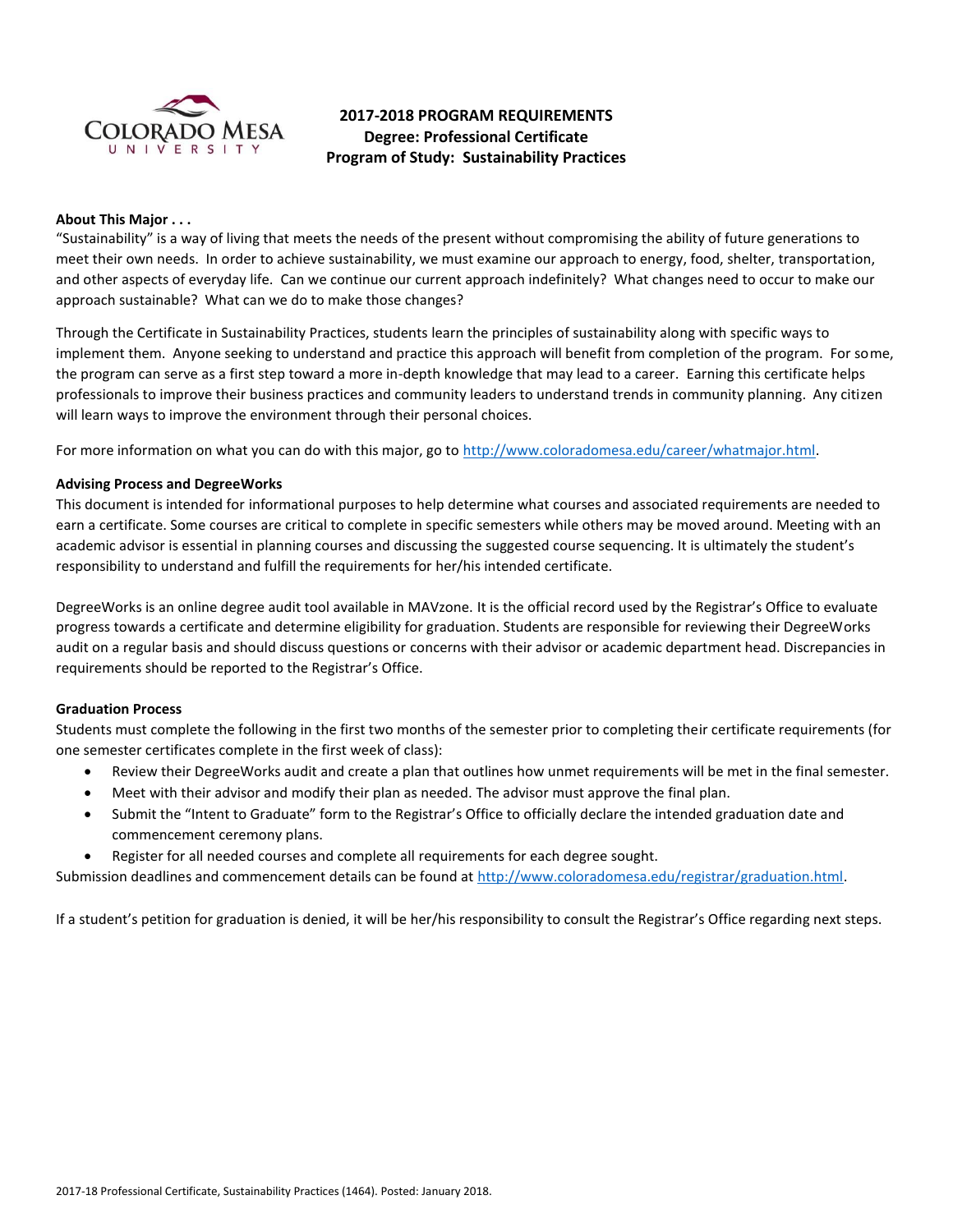# 2017-2018 PROGRAM REQUIREMENTS
## Degree: Professional Certificate
## Program of Study: Sustainability Practices

**About This Major . . .**

"Sustainability" is a way of living that meets the needs of the present without compromising the ability of future generations to meet their own needs. In order to achieve sustainability, we must examine our approach to energy, food, shelter, transportation, and other aspects of everyday life. Can we continue our current approach indefinitely? What changes need to occur to make our approach sustainable? What can we do to make those changes?

Through the Certificate in Sustainability Practices, students learn the principles of sustainability along with specific ways to implement them. Anyone seeking to understand and practice this approach will benefit from completion of the program. For some, the program can serve as a first step toward a more in-depth knowledge that may lead to a career. Earning this certificate helps professionals to improve their business practices and community leaders to understand trends in community planning. Any citizen will learn ways to improve the environment through their personal choices.

For more information on what you can do with this major, go to http://www.coloradomesa.edu/career/whatmajor.html.

**Advising Process and DegreeWorks**

This document is intended for informational purposes to help determine what courses and associated requirements are needed to earn a certificate. Some courses are critical to complete in specific semesters while others may be moved around. Meeting with an academic advisor is essential in planning courses and discussing the suggested course sequencing. It is ultimately the student's responsibility to understand and fulfill the requirements for her/his intended certificate.

DegreeWorks is an online degree audit tool available in MAVzone. It is the official record used by the Registrar's Office to evaluate progress towards a certificate and determine eligibility for graduation. Students are responsible for reviewing their DegreeWorks audit on a regular basis and should discuss questions or concerns with their advisor or academic department head. Discrepancies in requirements should be reported to the Registrar's Office.

**Graduation Process**

Students must complete the following in the first two months of the semester prior to completing their certificate requirements (for one semester certificates complete in the first week of class):

- Review their DegreeWorks audit and create a plan that outlines how unmet requirements will be met in the final semester.
- Meet with their advisor and modify their plan as needed. The advisor must approve the final plan.
- Submit the "Intent to Graduate" form to the Registrar's Office to officially declare the intended graduation date and commencement ceremony plans.
- Register for all needed courses and complete all requirements for each degree sought.

Submission deadlines and commencement details can be found at http://www.coloradomesa.edu/registrar/graduation.html.

If a student's petition for graduation is denied, it will be her/his responsibility to consult the Registrar's Office regarding next steps.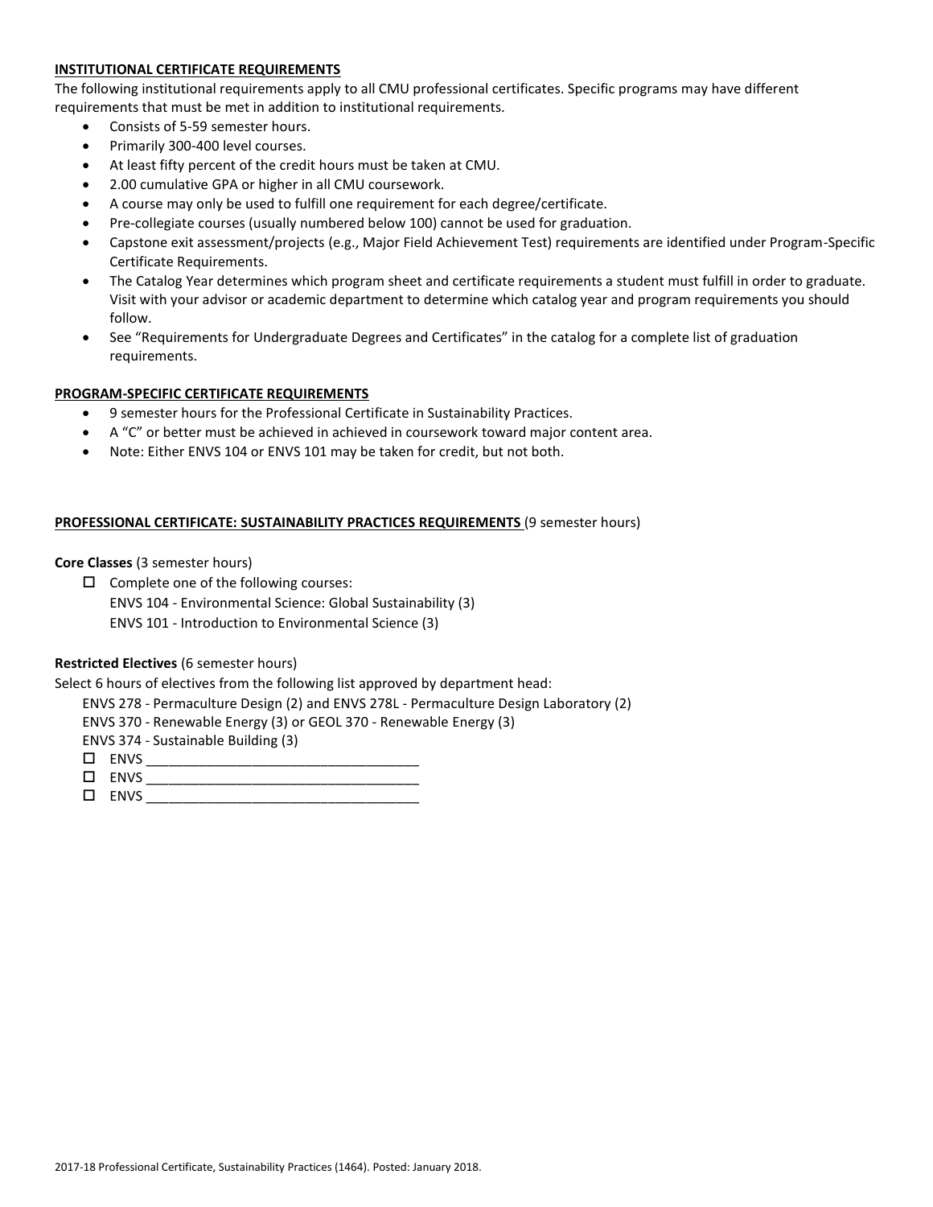**INSTITUTIONAL CERTIFICATE REQUIREMENTS**

The following institutional requirements apply to all CMU professional certificates. Specific programs may have different requirements that must be met in addition to institutional requirements.

- Consists of 5-59 semester hours.
- Primarily 300-400 level courses.
- At least fifty percent of the credit hours must be taken at CMU.
- 2.00 cumulative GPA or higher in all CMU coursework.
- A course may only be used to fulfill one requirement for each degree/certificate.
- Pre-collegiate courses (usually numbered below 100) cannot be used for graduation.
- Capstone exit assessment/projects (e.g., Major Field Achievement Test) requirements are identified under Program-Specific Certificate Requirements.
- The Catalog Year determines which program sheet and certificate requirements a student must fulfill in order to graduate. Visit with your advisor or academic department to determine which catalog year and program requirements you should follow.
- See "Requirements for Undergraduate Degrees and Certificates" in the catalog for a complete list of graduation requirements.

**PROGRAM-SPECIFIC CERTIFICATE REQUIREMENTS**

- 9 semester hours for the Professional Certificate in Sustainability Practices.
- A "C" or better must be achieved in achieved in coursework toward major content area.
- Note: Either ENVS 104 or ENVS 101 may be taken for credit, but not both.

**PROFESSIONAL CERTIFICATE: SUSTAINABILITY PRACTICES REQUIREMENTS** (9 semester hours)

**Core Classes** (3 semester hours)

- ☐ Complete one of the following courses:
  ENVS 104 - Environmental Science: Global Sustainability (3)
  ENVS 101 - Introduction to Environmental Science (3)

**Restricted Electives** (6 semester hours)

Select 6 hours of electives from the following list approved by department head:

ENVS 278 - Permaculture Design (2) and ENVS 278L - Permaculture Design Laboratory (2)
ENVS 370 - Renewable Energy (3) or GEOL 370 - Renewable Energy (3)
ENVS 374 - Sustainable Building (3)

- ☐ ENVS ____________________________________
- ☐ ENVS ____________________________________
- ☐ ENVS ____________________________________